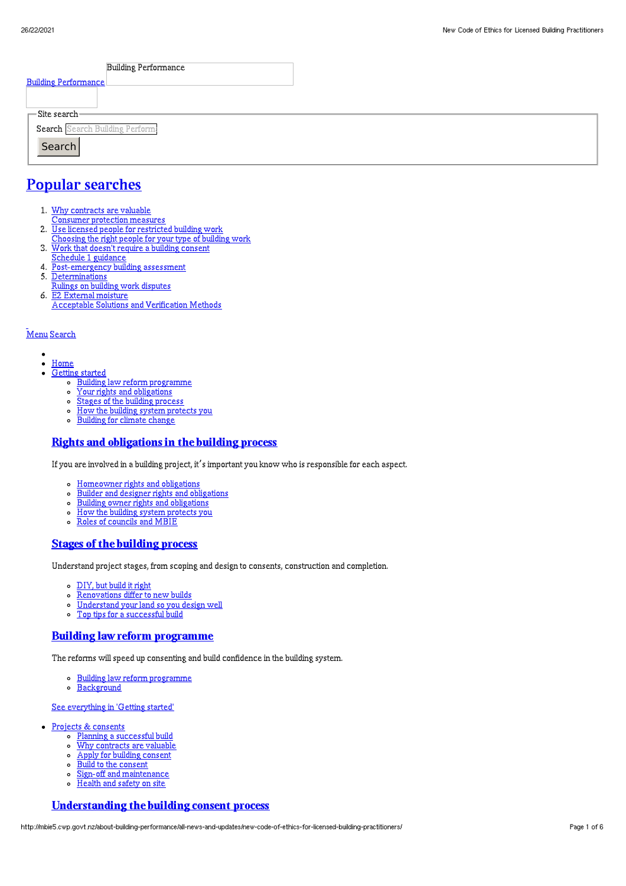Building Performance

[Building Performance]

Site search

Search [Search Building Perform]

Search

# Popular searches

1. Why contracts are valuable
   Consumer protection measures
2. Use licensed people for restricted building work
   Choosing the right people for your type of building work
3. Work that doesn't require a building consent
   Schedule 1 guidance
4. Post-emergency building assessment
5. Determinations
   Rulings on building work disputes
6. E2 External moisture
   Acceptable Solutions and Verification Methods

Menu Search

- Home
- Getting started
  - Building law reform programme
  - Your rights and obligations
  - Stages of the building process
  - How the building system protects you
  - Building for climate change

  ### Rights and obligations in the building process

  If you are involved in a building project, it's important you know who is responsible for each aspect.

  - Homeowner rights and obligations
  - Builder and designer rights and obligations
  - Building owner rights and obligations
  - How the building system protects you
  - Roles of councils and MBIE

  ### Stages of the building process

  Understand project stages, from scoping and design to consents, construction and completion.

  - DIY, but build it right
  - Renovations differ to new builds
  - Understand your land so you design well
  - Top tips for a successful build

  ### Building law reform programme

  The reforms will speed up consenting and build confidence in the building system.

  - Building law reform programme
  - Background

  See everything in 'Getting started'

- Projects & consents
  - Planning a successful build
  - Why contracts are valuable
  - Apply for building consent
  - Build to the consent
  - Sign-off and maintenance
  - Health and safety on site

  ### Understanding the building consent process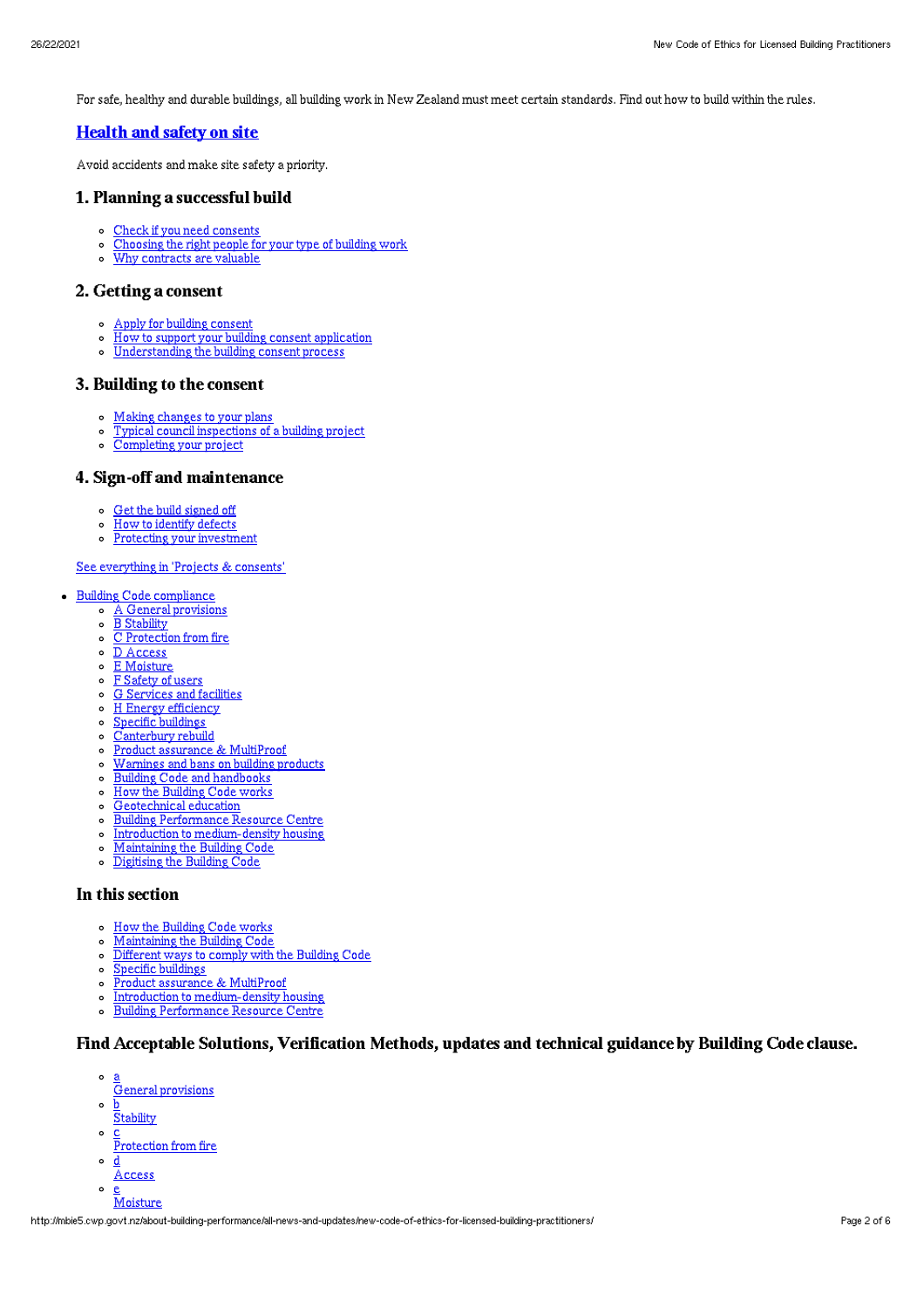For safe, healthy and durable buildings, all building work in New Zealand must meet certain standards. Find out how to build within the rules.

### [Health and safety on site](#)

Avoid accidents and make site safety a priority.

## 1. Planning a successful build

- [Check if you need consents](#)
- [Choosing the right people for your type of building work](#)
- [Why contracts are valuable](#)

## 2. Getting a consent

- [Apply for building consent](#)
- [How to support your building consent application](#)
- [Understanding the building consent process](#)

## 3. Building to the consent

- [Making changes to your plans](#)
- [Typical council inspections of a building project](#)
- [Completing your project](#)

## 4. Sign-off and maintenance

- [Get the build signed off](#)
- [How to identify defects](#)
- [Protecting your investment](#)

[See everything in 'Projects & consents'](#)

- [Building Code compliance](#)
  - [A General provisions](#)
  - [B Stability](#)
  - [C Protection from fire](#)
  - [D Access](#)
  - [E Moisture](#)
  - [F Safety of users](#)
  - [G Services and facilities](#)
  - [H Energy efficiency](#)
  - [Specific buildings](#)
  - [Canterbury rebuild](#)
  - [Product assurance & MultiProof](#)
  - [Warnings and bans on building products](#)
  - [Building Code and handbooks](#)
  - [How the Building Code works](#)
  - [Geotechnical education](#)
  - [Building Performance Resource Centre](#)
  - [Introduction to medium-density housing](#)
  - [Maintaining the Building Code](#)
  - [Digitising the Building Code](#)

## In this section

- [How the Building Code works](#)
- [Maintaining the Building Code](#)
- [Different ways to comply with the Building Code](#)
- [Specific buildings](#)
- [Product assurance & MultiProof](#)
- [Introduction to medium-density housing](#)
- [Building Performance Resource Centre](#)

## Find Acceptable Solutions, Verification Methods, updates and technical guidance by Building Code clause.

- [a General provisions](#)
- [b Stability](#)
- [c Protection from fire](#)
- [d Access](#)
- [e Moisture](#)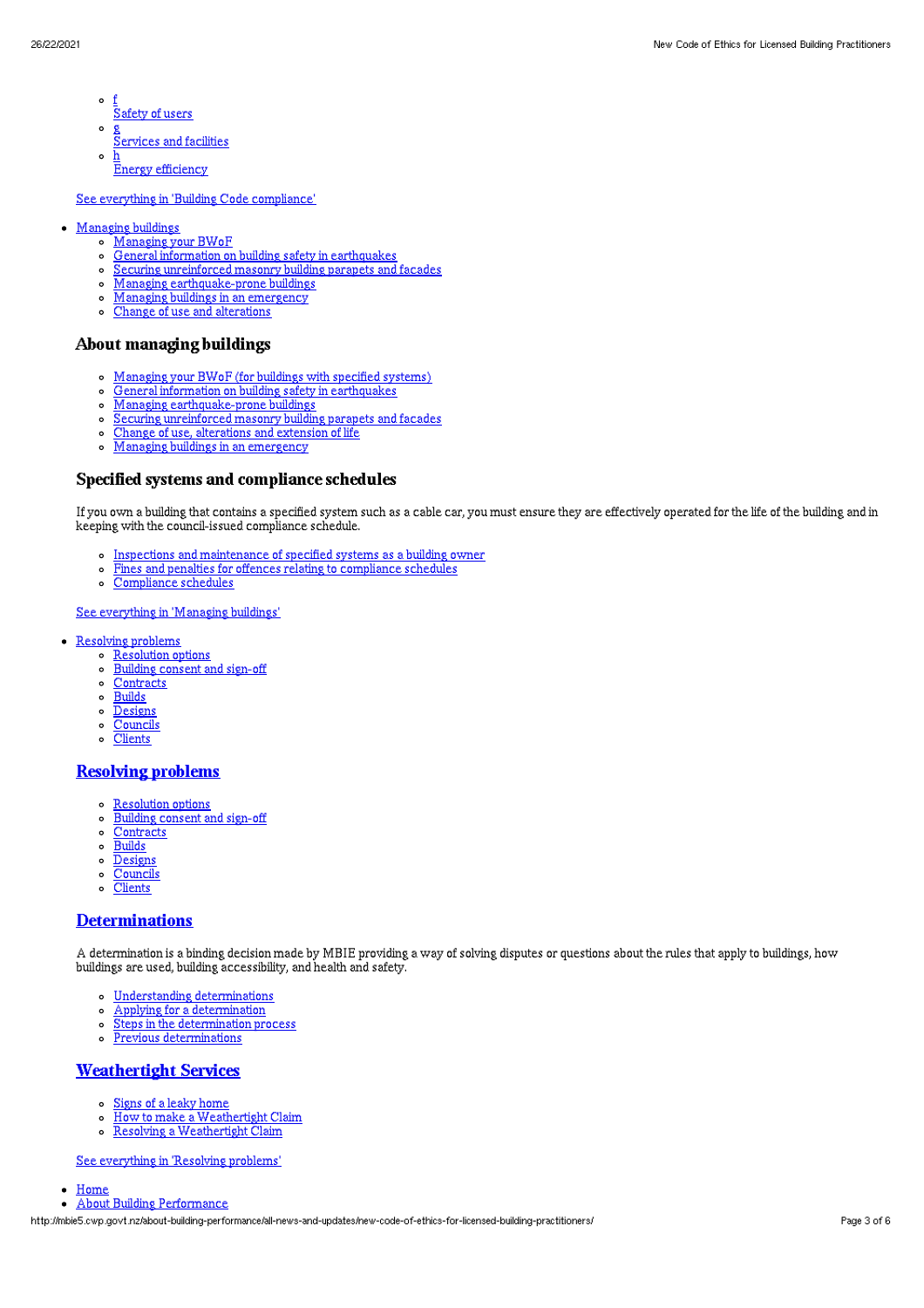- f
  Safety of users
- g
  Services and facilities
- h
  Energy efficiency

See everything in 'Building Code compliance'

- Managing buildings
  - Managing your BWoF
  - General information on building safety in earthquakes
  - Securing unreinforced masonry building parapets and facades
  - Managing earthquake-prone buildings
  - Managing buildings in an emergency
  - Change of use and alterations

### About managing buildings

- Managing your BWoF (for buildings with specified systems)
- General information on building safety in earthquakes
- Managing earthquake-prone buildings
- Securing unreinforced masonry building parapets and facades
- Change of use, alterations and extension of life
- Managing buildings in an emergency

### Specified systems and compliance schedules

If you own a building that contains a specified system such as a cable car, you must ensure they are effectively operated for the life of the building and in keeping with the council-issued compliance schedule.

- Inspections and maintenance of specified systems as a building owner
- Fines and penalties for offences relating to compliance schedules
- Compliance schedules

See everything in 'Managing buildings'

- Resolving problems
  - Resolution options
  - Building consent and sign-off
  - Contracts
  - Builds
  - Designs
  - Councils
  - Clients

### Resolving problems

- Resolution options
- Building consent and sign-off
- Contracts
- Builds
- Designs
- Councils
- Clients

### Determinations

A determination is a binding decision made by MBIE providing a way of solving disputes or questions about the rules that apply to buildings, how buildings are used, building accessibility, and health and safety.

- Understanding determinations
- Applying for a determination
- Steps in the determination process
- Previous determinations

### Weathertight Services

- Signs of a leaky home
- How to make a Weathertight Claim
- Resolving a Weathertight Claim

See everything in 'Resolving problems'

- Home
- About Building Performance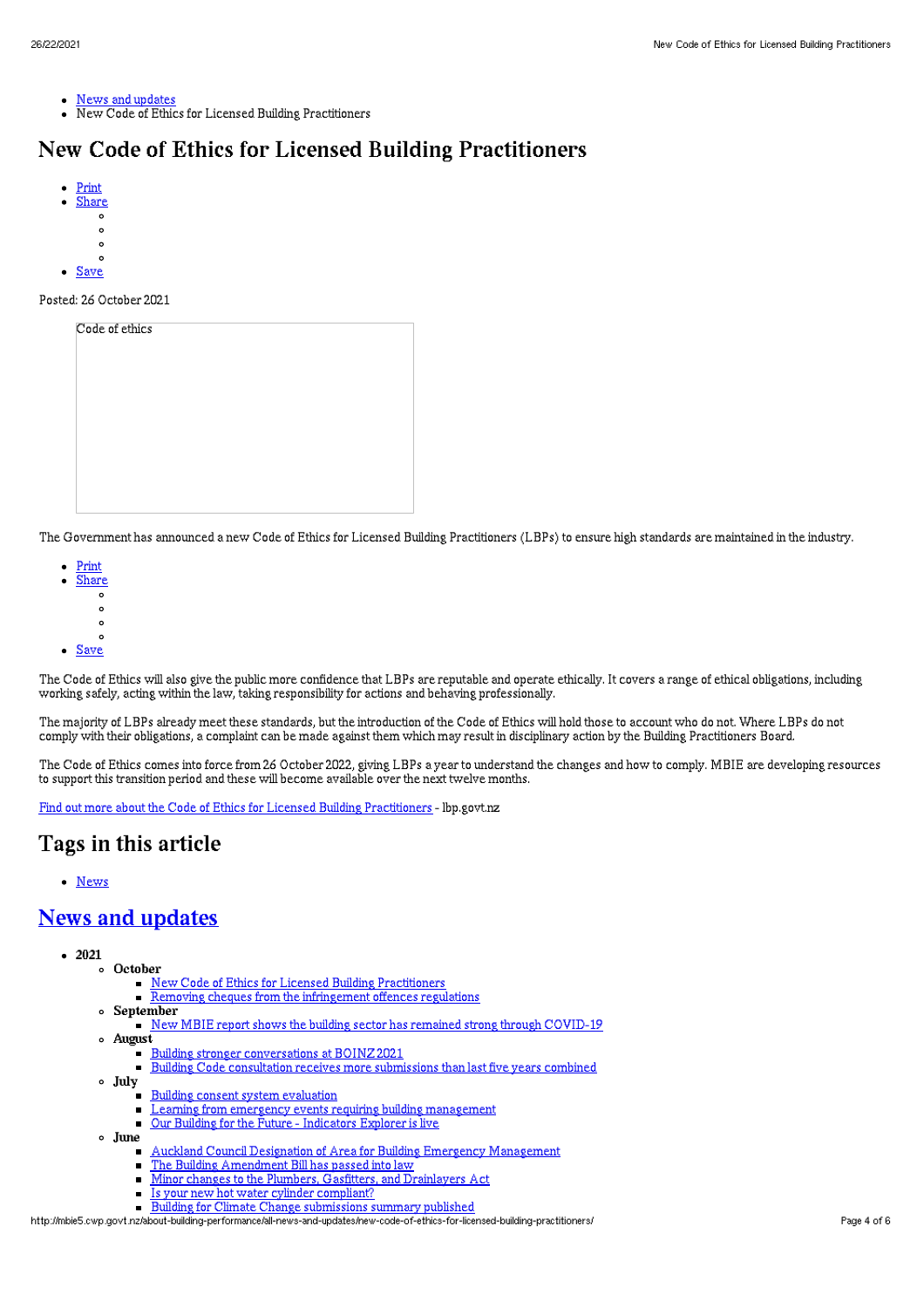- News and updates
- New Code of Ethics for Licensed Building Practitioners

# New Code of Ethics for Licensed Building Practitioners

- Print
- Share
- Save

Posted: 26 October 2021

Code of ethics

The Government has announced a new Code of Ethics for Licensed Building Practitioners (LBPs) to ensure high standards are maintained in the industry.

- Print
- Share
- Save

The Code of Ethics will also give the public more confidence that LBPs are reputable and operate ethically. It covers a range of ethical obligations, including working safely, acting within the law, taking responsibility for actions and behaving professionally.

The majority of LBPs already meet these standards, but the introduction of the Code of Ethics will hold those to account who do not. Where LBPs do not comply with their obligations, a complaint can be made against them which may result in disciplinary action by the Building Practitioners Board.

The Code of Ethics comes into force from 26 October 2022, giving LBPs a year to understand the changes and how to comply. MBIE are developing resources to support this transition period and these will become available over the next twelve months.

Find out more about the Code of Ethics for Licensed Building Practitioners - lbp.govt.nz

## Tags in this article

- News

## News and updates

- **2021**
  - **October**
    - New Code of Ethics for Licensed Building Practitioners
    - Removing cheques from the infringement offences regulations
  - **September**
    - New MBIE report shows the building sector has remained strong through COVID-19
  - **August**
    - Building stronger conversations at BOINZ 2021
    - Building Code consultation receives more submissions than last five years combined
  - **July**
    - Building consent system evaluation
    - Learning from emergency events requiring building management
    - Our Building for the Future - Indicators Explorer is live
  - **June**
    - Auckland Council Designation of Area for Building Emergency Management
    - The Building Amendment Bill has passed into law
    - Minor changes to the Plumbers, Gasfitters, and Drainlayers Act
    - Is your new hot water cylinder compliant?
    - Building for Climate Change submissions summary published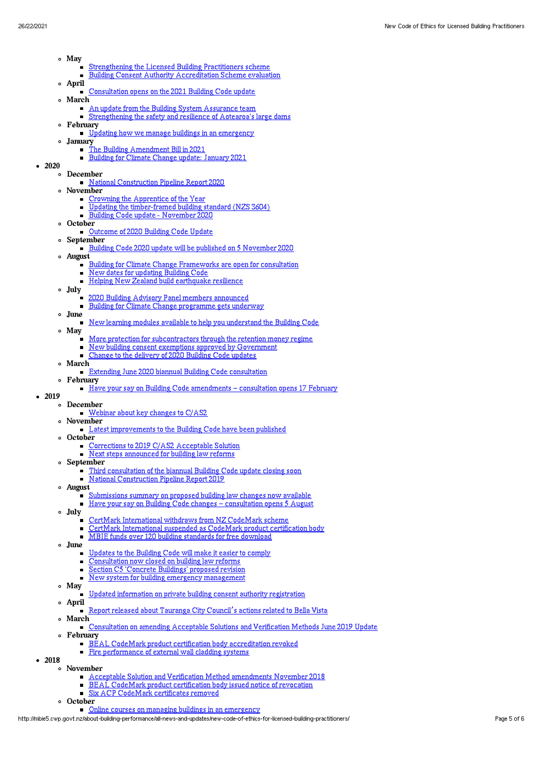- May
  - Strengthening the Licensed Building Practitioners scheme
  - Building Consent Authority Accreditation Scheme evaluation
- April
  - Consultation opens on the 2021 Building Code update
- March
  - An update from the Building System Assurance team
  - Strengthening the safety and resilience of Aotearoa's large dams
- February
  - Updating how we manage buildings in an emergency
- January
  - The Building Amendment Bill in 2021
  - Building for Climate Change update: January 2021

- **2020**
  - **December**
    - National Construction Pipeline Report 2020
  - **November**
    - Crowning the Apprentice of the Year
    - Updating the timber-framed building standard (NZS 3604)
    - Building Code update - November 2020
  - **October**
    - Outcome of 2020 Building Code Update
  - **September**
    - Building Code 2020 update will be published on 5 November 2020
  - **August**
    - Building for Climate Change Frameworks are open for consultation
    - New dates for updating Building Code
    - Helping New Zealand build earthquake resilience
  - **July**
    - 2020 Building Advisory Panel members announced
    - Building for Climate Change programme gets underway
  - **June**
    - New learning modules available to help you understand the Building Code
  - **May**
    - More protection for subcontractors through the retention money regime
    - New building consent exemptions approved by Government
    - Change to the delivery of 2020 Building Code updates
  - **March**
    - Extending June 2020 biannual Building Code consultation
  - **February**
    - Have your say on Building Code amendments – consultation opens 17 February
- **2019**
  - **December**
    - Webinar about key changes to C/AS2
  - **November**
    - Latest improvements to the Building Code have been published
  - **October**
    - Corrections to 2019 C/AS2 Acceptable Solution
    - Next steps announced for building law reforms
  - **September**
    - Third consultation of the biannual Building Code update closing soon
    - National Construction Pipeline Report 2019
  - **August**
    - Submissions summary on proposed building law changes now available
    - Have your say on Building Code changes – consultation opens 5 August
  - **July**
    - CertMark International withdraws from NZ CodeMark scheme
    - CertMark International suspended as CodeMark product certification body
    - MBIE funds over 120 building standards for free download
  - **June**
    - Updates to the Building Code will make it easier to comply
    - Consultation now closed on building law reforms
    - Section C5 'Concrete Buildings' proposed revision
    - New system for building emergency management
  - **May**
    - Updated information on private building consent authority registration
  - **April**
    - Report released about Tauranga City Council's actions related to Bella Vista
  - **March**
    - Consultation on amending Acceptable Solutions and Verification Methods June 2019 Update
  - **February**
    - BEAL CodeMark product certification body accreditation revoked
    - Fire performance of external wall cladding systems
- **2018**
  - **November**
    - Acceptable Solution and Verification Method amendments November 2018
    - BEAL CodeMark product certification body issued notice of revocation
    - Six ACP CodeMark certificates removed
  - **October**
    - Online courses on managing buildings in an emergency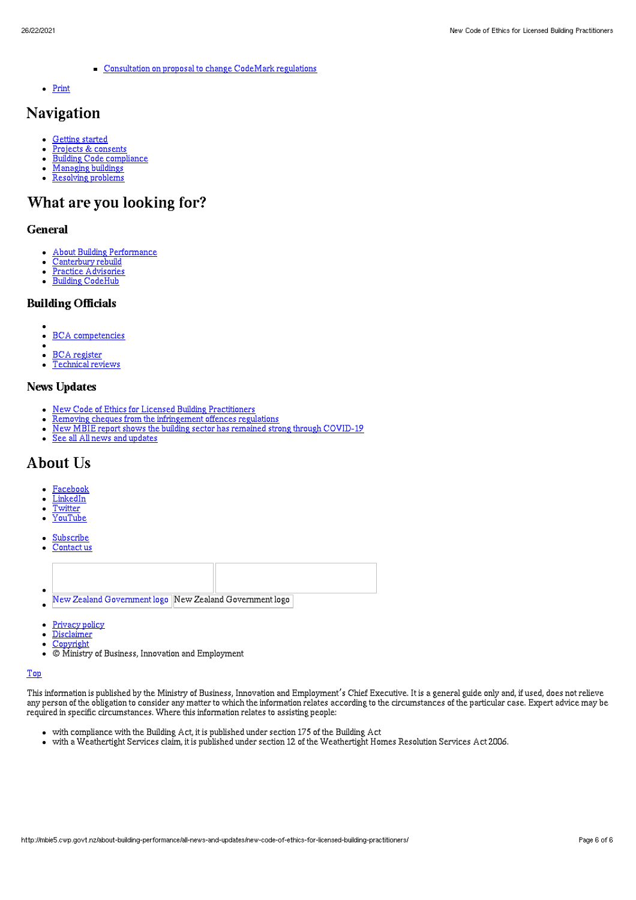- Consultation on proposal to change CodeMark regulations

- Print

# Navigation

- Getting started
- Projects & consents
- Building Code compliance
- Managing buildings
- Resolving problems

# What are you looking for?

## General

- About Building Performance
- Canterbury rebuild
- Practice Advisories
- Building CodeHub

## Building Officials

- BCA competencies
- BCA register
- Technical reviews

## News Updates

- New Code of Ethics for Licensed Building Practitioners
- Removing cheques from the infringement offences regulations
- New MBIE report shows the building sector has remained strong through COVID-19
- See all All news and updates

# About Us

- Facebook
- LinkedIn
- Twitter
- YouTube

- Subscribe
- Contact us

- New Zealand Government logo | New Zealand Government logo

- Privacy policy
- Disclaimer
- Copyright
- © Ministry of Business, Innovation and Employment

Top

This information is published by the Ministry of Business, Innovation and Employment's Chief Executive. It is a general guide only and, if used, does not relieve any person of the obligation to consider any matter to which the information relates according to the circumstances of the particular case. Expert advice may be required in specific circumstances. Where this information relates to assisting people:

- with compliance with the Building Act, it is published under section 175 of the Building Act
- with a Weathertight Services claim, it is published under section 12 of the Weathertight Homes Resolution Services Act 2006.